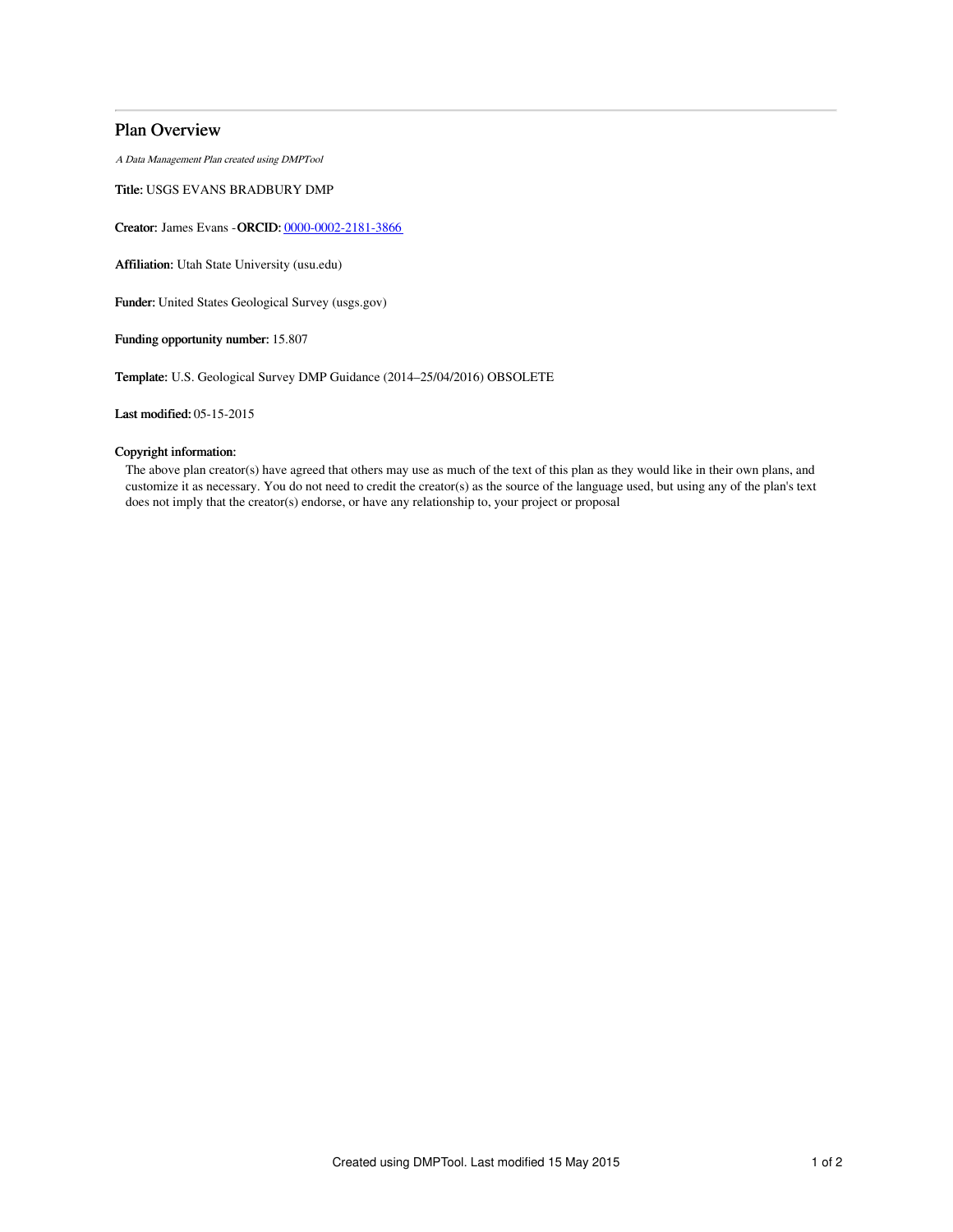# Plan Overview

*A Data Management Plan created using DMPTool*

**Title:** USGS EVANS BRADBURY DMP

**Creator:** James Evans -**ORCID:** [0000-0002-2181-3866](https://orcid.org/0000-0002-2181-3866)

**Affiliation:** Utah State University (usu.edu)

**Funder:** United States Geological Survey (usgs.gov)

**Funding opportunity number:** 15.807

**Template:** U.S. Geological Survey DMP Guidance (2014–25/04/2016) OBSOLETE

**Last modified:** 05-15-2015

**Copyright information:**

The above plan creator(s) have agreed that others may use as much of the text of this plan as they would like in their own plans, and customize it as necessary. You do not need to credit the creator(s) as the source of the language used, but using any of the plan's text does not imply that the creator(s) endorse, or have any relationship to, your project or proposal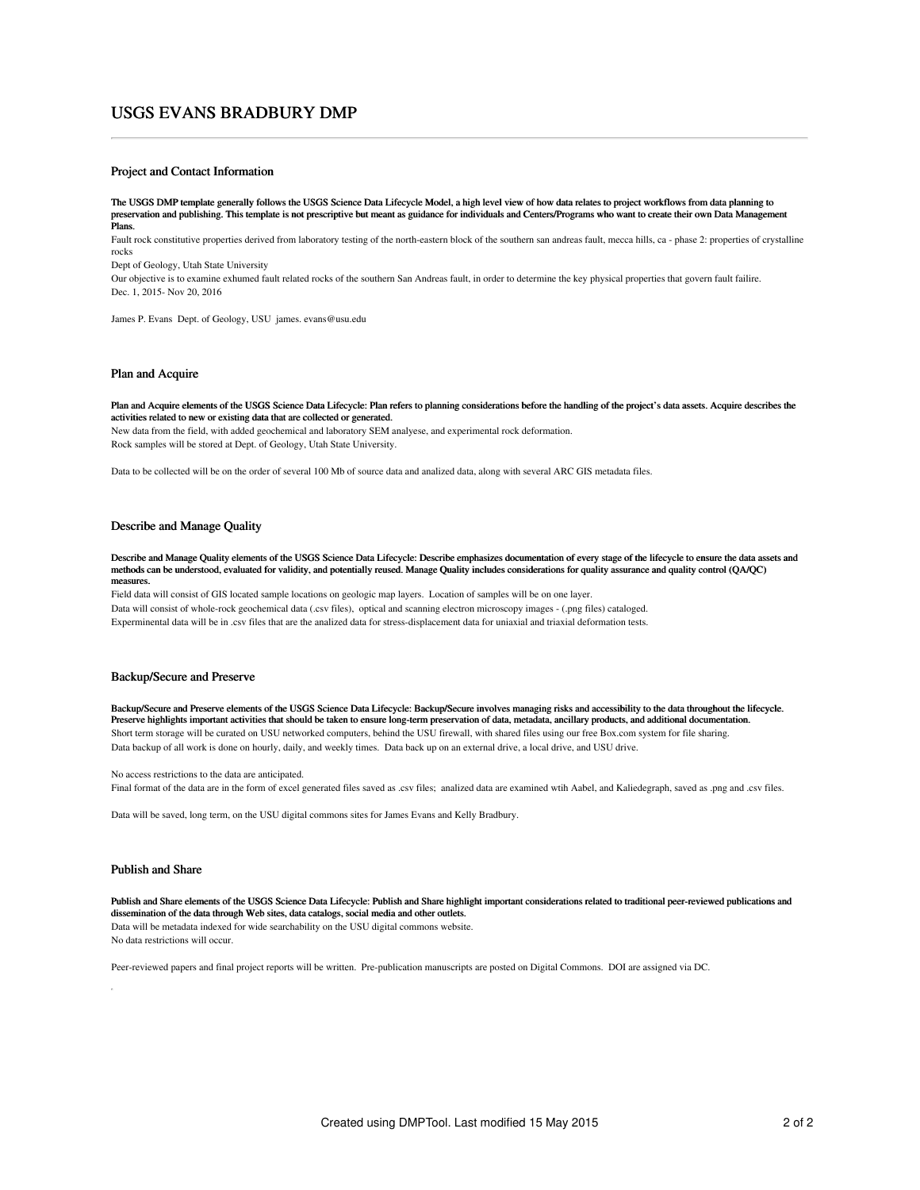# USGS EVANS BRADBURY DMP

## Project and Contact Information

**The USGS DMP template generally follows the USGS Science Data Lifecycle Model, a high level view of how data relates to project workflows from data planning to preservation and publishing. This template is not prescriptive but meant as guidance for individuals and Centers/Programs who want to create their own Data Management Plans.**

Fault rock constitutive properties derived from laboratory testing of the north-eastern block of the southern san andreas fault, mecca hills, ca - phase 2: properties of crystalline rocks

Dept of Geology, Utah State University

Our objective is to examine exhumed fault related rocks of the southern San Andreas fault, in order to determine the key physical properties that govern fault failire.

Dec. 1, 2015- Nov 20, 2016

James P. Evans Dept. of Geology, USU james. evans@usu.edu

## Plan and Acquire

**Plan and Acquire elements of the USGS Science Data Lifecycle: Plan refers to planning considerations before the handling of the project's data assets. Acquire describes the activities related to new or existing data that are collected or generated.**

New data from the field, with added geochemical and laboratory SEM analyese, and experimental rock deformation.

Rock samples will be stored at Dept. of Geology, Utah State University.

Data to be collected will be on the order of several 100 Mb of source data and analized data, along with several ARC GIS metadata files.

## Describe and Manage Quality

**Describe and Manage Quality elements of the USGS Science Data Lifecycle: Describe emphasizes documentation of every stage of the lifecycle to ensure the data assets and methods can be understood, evaluated for validity, and potentially reused. Manage Quality includes considerations for quality assurance and quality control (QA/QC) measures.**

Field data will consist of GIS located sample locations on geologic map layers. Location of samples will be on one layer.

Data will consist of whole-rock geochemical data (.csv files), optical and scanning electron microscopy images - (.png files) cataloged.

Experminental data will be in .csv files that are the analized data for stress-displacement data for uniaxial and triaxial deformation tests.

## Backup/Secure and Preserve

**Backup/Secure and Preserve elements of the USGS Science Data Lifecycle: Backup/Secure involves managing risks and accessibility to the data throughout the lifecycle. Preserve highlights important activities that should be taken to ensure long-term preservation of data, metadata, ancillary products, and additional documentation.**

Short term storage will be curated on USU networked computers, behind the USU firewall, with shared files using our free Box.com system for file sharing.

Data backup of all work is done on hourly, daily, and weekly times. Data back up on an external drive, a local drive, and USU drive.

No access restrictions to the data are anticipated.

Final format of the data are in the form of excel generated files saved as .csv files; analized data are examined wtih Aabel, and Kaliedegraph, saved as .png and .csv files.

Data will be saved, long term, on the USU digital commons sites for James Evans and Kelly Bradbury.

## Publish and Share

**Publish and Share elements of the USGS Science Data Lifecycle: Publish and Share highlight important considerations related to traditional peer-reviewed publications and dissemination of the data through Web sites, data catalogs, social media and other outlets.**

Data will be metadata indexed for wide searchability on the USU digital commons website.

No data restrictions will occur.

Peer-reviewed papers and final project reports will be written. Pre-publication manuscripts are posted on Digital Commons. DOI are assigned via DC.

Created using DMPTool. Last modified 15 May 2015